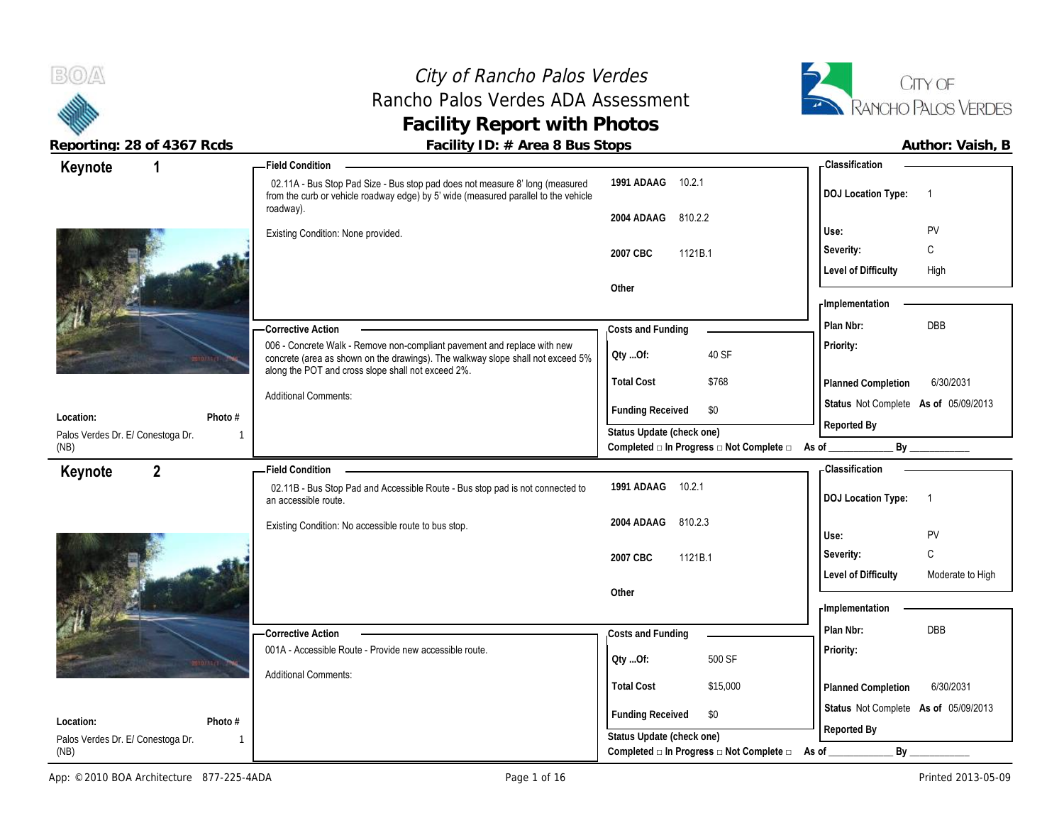# City of Rancho Palos Verdes

## Rancho Palos Verdes ADA Assessment

## Facility Report with Photos

**Reporting: 28 of 4367 Rcds** | **Facility ID: # Area 8 Bus Stops** | **Author: Vaish, B**

---

### Keynote 1

**Location:** Palos Verdes Dr. E/ Conestoga Dr. (NB)
**Photo #:** 1

**Field Condition**

02.11A - Bus Stop Pad Size - Bus stop pad does not measure 8' long (measured from the curb or vehicle roadway edge) by 5' wide (measured parallel to the vehicle roadway).

Existing Condition: None provided.

| | |
|---|---|
| 1991 ADAAG | 10.2.1 |
| 2004 ADAAG | 810.2.2 |
| 2007 CBC | 1121B.1 |
| Other | |

**Corrective Action**

006 - Concrete Walk - Remove non-compliant pavement and replace with new concrete (area as shown on the drawings). The walkway slope shall not exceed 5% along the POT and cross slope shall not exceed 2%.

Additional Comments:

**Costs and Funding**

| | |
|---|---|
| Qty ...Of: | 40 SF |
| Total Cost | $768 |
| Funding Received | $0 |

Status Update (check one)
Completed □ In Progress □ Not Complete □ As of ____________ By ____________

**Classification**

| | |
|---|---|
| DOJ Location Type: | 1 |
| Use: | PV |
| Severity: | C |
| Level of Difficulty | High |

**Implementation**

| | |
|---|---|
| Plan Nbr: | DBB |
| Priority: | |
| Planned Completion | 6/30/2031 |
| Status | Not Complete As of 05/09/2013 |
| Reported By | |

---

### Keynote 2

**Location:** Palos Verdes Dr. E/ Conestoga Dr. (NB)
**Photo #:** 1

**Field Condition**

02.11B - Bus Stop Pad and Accessible Route - Bus stop pad is not connected to an accessible route.

Existing Condition: No accessible route to bus stop.

| | |
|---|---|
| 1991 ADAAG | 10.2.1 |
| 2004 ADAAG | 810.2.3 |
| 2007 CBC | 1121B.1 |
| Other | |

**Corrective Action**

001A - Accessible Route - Provide new accessible route.

Additional Comments:

**Costs and Funding**

| | |
|---|---|
| Qty ...Of: | 500 SF |
| Total Cost | $15,000 |
| Funding Received | $0 |

Status Update (check one)
Completed □ In Progress □ Not Complete □ As of ____________ By ____________

**Classification**

| | |
|---|---|
| DOJ Location Type: | 1 |
| Use: | PV |
| Severity: | C |
| Level of Difficulty | Moderate to High |

**Implementation**

| | |
|---|---|
| Plan Nbr: | DBB |
| Priority: | |
| Planned Completion | 6/30/2031 |
| Status | Not Complete As of 05/09/2013 |
| Reported By | |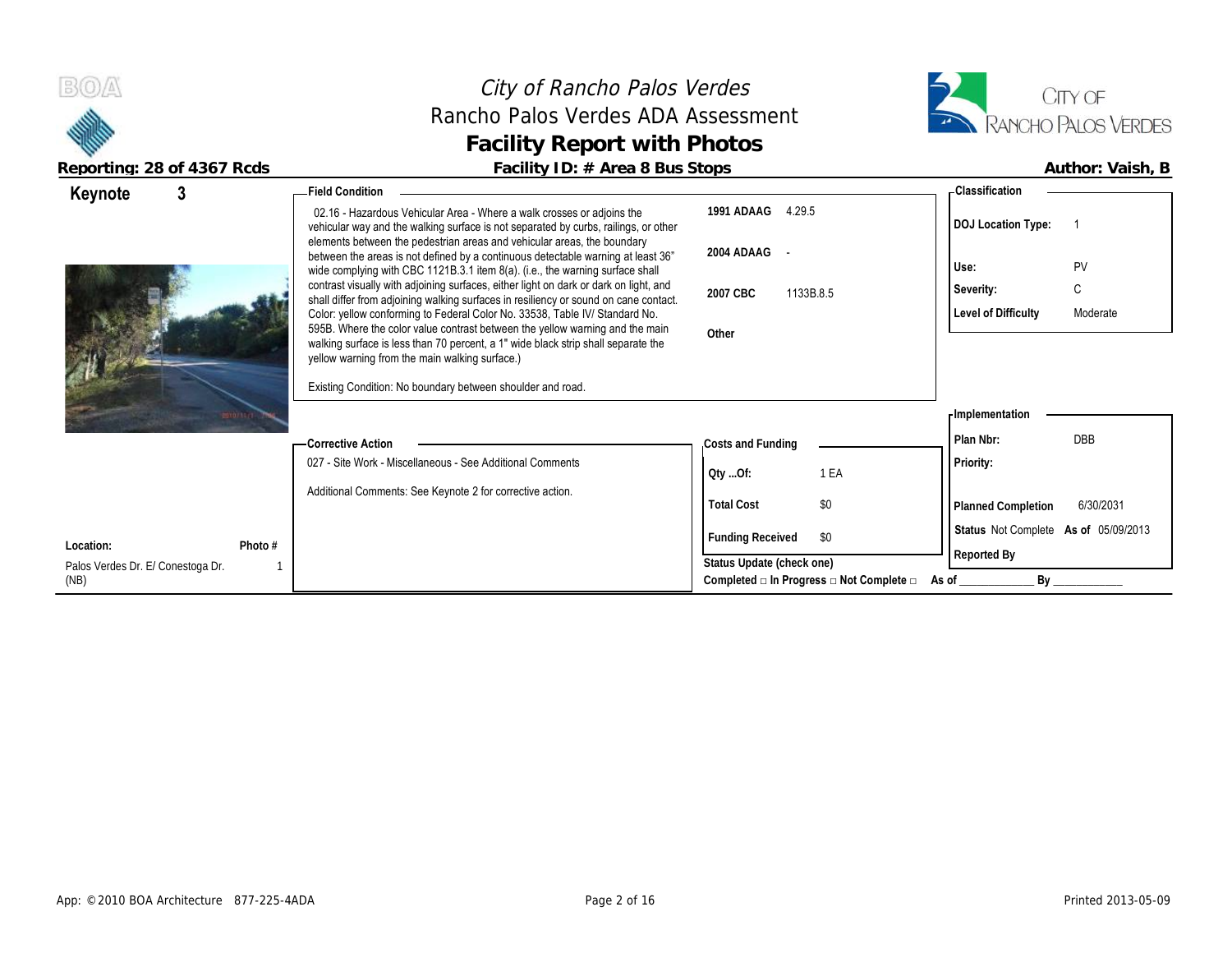# City of Rancho Palos Verdes
## Rancho Palos Verdes ADA Assessment
## Facility Report with Photos

**Reporting: 28 of 4367 Rcds** | **Facility ID: # Area 8 Bus Stops** | **Author: Vaish, B**

**Keynote 3**

**Field Condition**

02.16 - Hazardous Vehicular Area - Where a walk crosses or adjoins the vehicular way and the walking surface is not separated by curbs, railings, or other elements between the pedestrian areas and vehicular areas, the boundary between the areas is not defined by a continuous detectable warning at least 36" wide complying with CBC 1121B.3.1 item 8(a). (i.e., the warning surface shall contrast visually with adjoining surfaces, either light on dark or dark on light, and shall differ from adjoining walking surfaces in resiliency or sound on cane contact. Color: yellow conforming to Federal Color No. 33538, Table IV/ Standard No. 595B. Where the color value contrast between the yellow warning and the main walking surface is less than 70 percent, a 1" wide black strip shall separate the yellow warning from the main walking surface.)

Existing Condition: No boundary between shoulder and road.

| | |
|---|---|
| 1991 ADAAG | 4.29.5 |
| 2004 ADAAG | - |
| 2007 CBC | 1133B.8.5 |
| Other | |

**Classification**

| | |
|---|---|
| DOJ Location Type: | 1 |
| Use: | PV |
| Severity: | C |
| Level of Difficulty | Moderate |

**Corrective Action**

027 - Site Work - Miscellaneous - See Additional Comments

Additional Comments: See Keynote 2 for corrective action.

**Costs and Funding**

| | |
|---|---|
| Qty ...Of: | 1 EA |
| Total Cost | $0 |
| Funding Received | $0 |

**Implementation**

| | |
|---|---|
| Plan Nbr: | DBB |
| Priority: | |
| Planned Completion | 6/30/2031 |
| Status | Not Complete As of 05/09/2013 |
| Reported By | |

**Location:** Palos Verdes Dr. E/ Conestoga Dr. (NB) | **Photo #** 1

Status Update (check one)
Completed □ In Progress □ Not Complete □ As of ____________ By ____________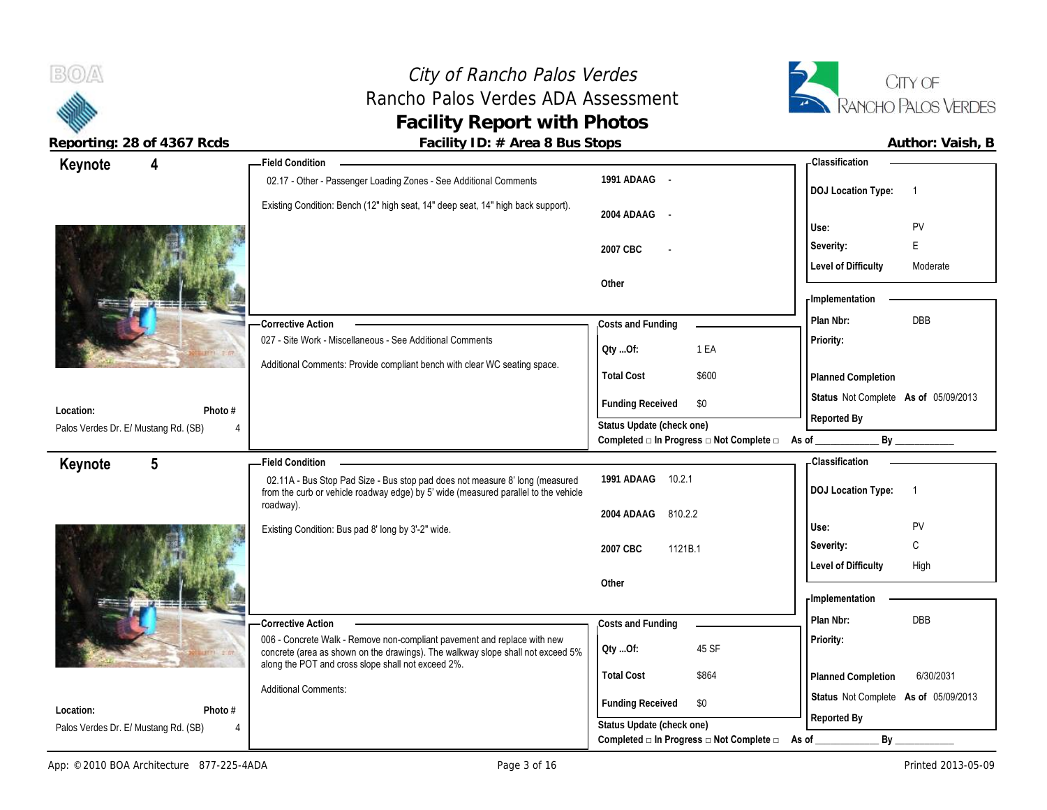# City of Rancho Palos Verdes
## Rancho Palos Verdes ADA Assessment
## Facility Report with Photos

**Reporting: 28 of 4367 Rcds** | **Facility ID: # Area 8 Bus Stops** | **Author: Vaish, B**

---

### Keynote 4

**Field Condition**

02.17 - Other - Passenger Loading Zones - See Additional Comments

Existing Condition: Bench (12" high seat, 14" deep seat, 14" high back support).

| | |
|---|---|
| 1991 ADAAG | - |
| 2004 ADAAG | - |
| 2007 CBC | - |
| Other | |

**Classification**

| | |
|---|---|
| DOJ Location Type: | 1 |
| Use: | PV |
| Severity: | E |
| Level of Difficulty | Moderate |

**Corrective Action**

027 - Site Work - Miscellaneous - See Additional Comments

Additional Comments: Provide compliant bench with clear WC seating space.

**Costs and Funding**

| | |
|---|---|
| Qty ...Of: | 1 EA |
| Total Cost | $600 |
| Funding Received | $0 |

**Implementation**

| | |
|---|---|
| Plan Nbr: | DBB |
| Priority: | |
| Planned Completion | |
| Status | Not Complete **As of** 05/09/2013 |
| Reported By | |

**Location:** Palos Verdes Dr. E/ Mustang Rd. (SB)
**Photo #** 4

Status Update (check one)
Completed □ In Progress □ Not Complete □ As of ____________ By ____________

---

### Keynote 5

**Field Condition**

02.11A - Bus Stop Pad Size - Bus stop pad does not measure 8' long (measured from the curb or vehicle roadway edge) by 5' wide (measured parallel to the vehicle roadway).

Existing Condition: Bus pad 8' long by 3'-2" wide.

| | |
|---|---|
| 1991 ADAAG | 10.2.1 |
| 2004 ADAAG | 810.2.2 |
| 2007 CBC | 1121B.1 |
| Other | |

**Classification**

| | |
|---|---|
| DOJ Location Type: | 1 |
| Use: | PV |
| Severity: | C |
| Level of Difficulty | High |

**Corrective Action**

006 - Concrete Walk - Remove non-compliant pavement and replace with new concrete (area as shown on the drawings). The walkway slope shall not exceed 5% along the POT and cross slope shall not exceed 2%.

Additional Comments:

**Costs and Funding**

| | |
|---|---|
| Qty ...Of: | 45 SF |
| Total Cost | $864 |
| Funding Received | $0 |

**Implementation**

| | |
|---|---|
| Plan Nbr: | DBB |
| Priority: | |
| Planned Completion | 6/30/2031 |
| Status | Not Complete **As of** 05/09/2013 |
| Reported By | |

**Location:** Palos Verdes Dr. E/ Mustang Rd. (SB)
**Photo #** 4

Status Update (check one)
Completed □ In Progress □ Not Complete □ As of ____________ By ____________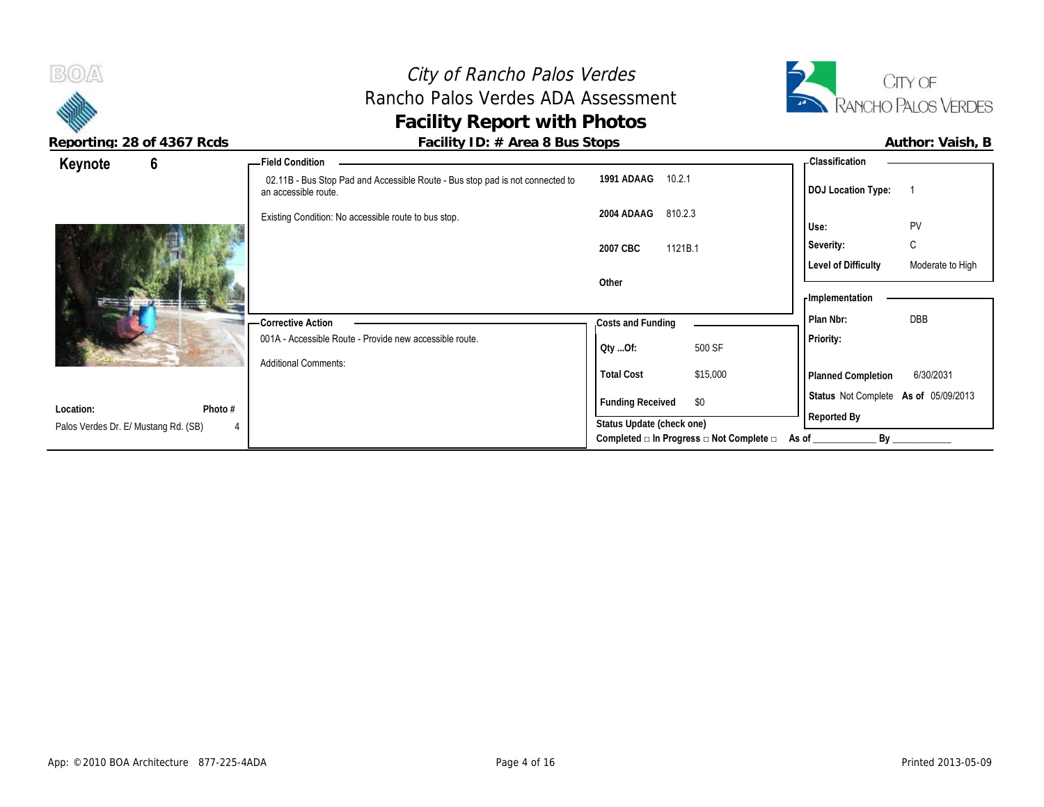# City of Rancho Palos Verdes

## Rancho Palos Verdes ADA Assessment

## Facility Report with Photos

**Reporting: 28 of 4367 Rcds** | **Facility ID: # Area 8 Bus Stops** | **Author: Vaish, B**

**Keynote 6**

**Location:** Palos Verdes Dr. E/ Mustang Rd. (SB)

**Photo #** 4

### Field Condition

02.11B - Bus Stop Pad and Accessible Route - Bus stop pad is not connected to an accessible route.

Existing Condition: No accessible route to bus stop.

| | |
|---|---|
| **1991 ADAAG** | 10.2.1 |
| **2004 ADAAG** | 810.2.3 |
| **2007 CBC** | 1121B.1 |
| **Other** | |

### Classification

| | |
|---|---|
| **DOJ Location Type:** | 1 |
| **Use:** | PV |
| **Severity:** | C |
| **Level of Difficulty** | Moderate to High |

### Corrective Action

001A - Accessible Route - Provide new accessible route.

Additional Comments:

### Costs and Funding

| | |
|---|---|
| **Qty ...Of:** | 500 SF |
| **Total Cost** | $15,000 |
| **Funding Received** | $0 |

**Status Update (check one)**

Completed □ In Progress □ Not Complete □ As of ____________ By ____________

### Implementation

| | |
|---|---|
| **Plan Nbr:** | DBB |
| **Priority:** | |
| **Planned Completion** | 6/30/2031 |
| **Status** | Not Complete **As of** 05/09/2013 |
| **Reported By** | |

App: © 2010 BOA Architecture 877-225-4ADA

Printed 2013-05-09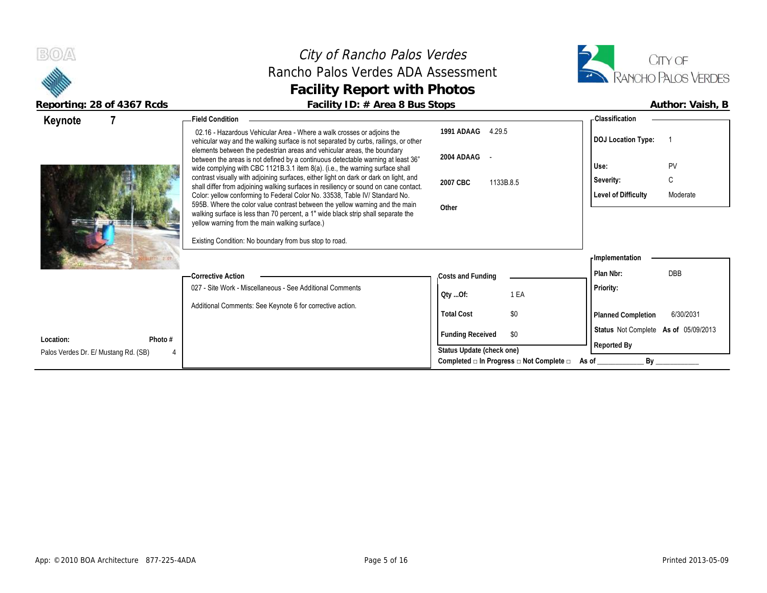# City of Rancho Palos Verdes
## Rancho Palos Verdes ADA Assessment
## Facility Report with Photos

**Reporting: 28 of 4367 Rcds** | **Facility ID: # Area 8 Bus Stops** | **Author: Vaish, B**

**Keynote 7**

**Field Condition**

02.16 - Hazardous Vehicular Area - Where a walk crosses or adjoins the vehicular way and the walking surface is not separated by curbs, railings, or other elements between the pedestrian areas and vehicular areas, the boundary between the areas is not defined by a continuous detectable warning at least 36" wide complying with CBC 1121B.3.1 item 8(a). (i.e., the warning surface shall contrast visually with adjoining surfaces, either light on dark or dark on light, and shall differ from adjoining walking surfaces in resiliency or sound on cane contact. Color: yellow conforming to Federal Color No. 33538, Table IV/ Standard No. 595B. Where the color value contrast between the yellow warning and the main walking surface is less than 70 percent, a 1" wide black strip shall separate the yellow warning from the main walking surface.)

Existing Condition: No boundary from bus stop to road.

| Code | Section |
|---|---|
| 1991 ADAAG | 4.29.5 |
| 2004 ADAAG | - |
| 2007 CBC | 1133B.8.5 |
| Other | |

**Classification**

| | |
|---|---|
| DOJ Location Type: | 1 |
| Use: | PV |
| Severity: | C |
| Level of Difficulty | Moderate |

**Corrective Action**

027 - Site Work - Miscellaneous - See Additional Comments

Additional Comments: See Keynote 6 for corrective action.

**Costs and Funding**

| | |
|---|---|
| Qty ...Of: | 1 EA |
| Total Cost | $0 |
| Funding Received | $0 |

Status Update (check one)
Completed □ In Progress □ Not Complete □ As of ____________ By ____________

**Implementation**

| | |
|---|---|
| Plan Nbr: | DBB |
| Priority: | |
| Planned Completion | 6/30/2031 |
| Status | Not Complete As of 05/09/2013 |
| Reported By | |

**Location:** Palos Verdes Dr. E/ Mustang Rd. (SB) | **Photo #** 4

App: © 2010 BOA Architecture 877-225-4ADA | Printed 2013-05-09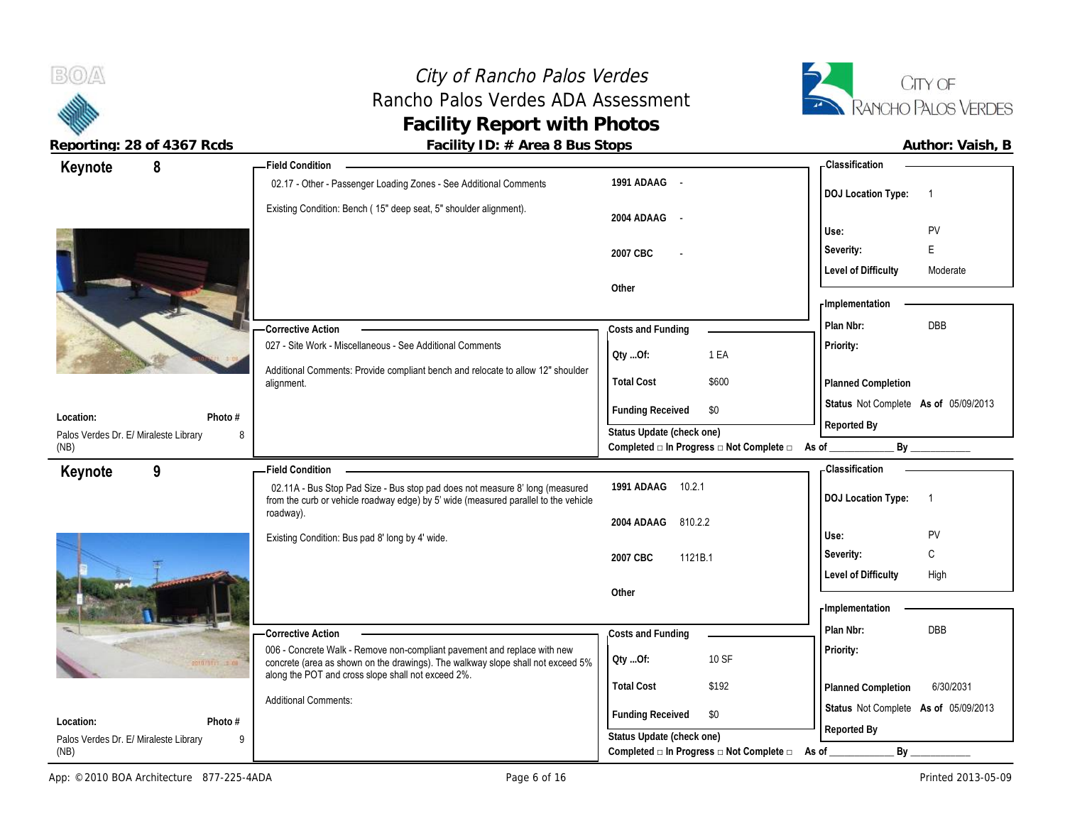# City of Rancho Palos Verdes
## Rancho Palos Verdes ADA Assessment
## Facility Report with Photos

**Reporting: 28 of 4367 Rcds** | **Facility ID: # Area 8 Bus Stops** | **Author: Vaish, B**

---

### Keynote 8

**Location:** Palos Verdes Dr. E/ Miraleste Library (NB)
**Photo #:** 8

**Field Condition**

02.17 - Other - Passenger Loading Zones - See Additional Comments

Existing Condition: Bench ( 15" deep seat, 5" shoulder alignment).

| Code | Reference |
|---|---|
| 1991 ADAAG | - |
| 2004 ADAAG | - |
| 2007 CBC | - |
| Other | |

**Classification**

| | |
|---|---|
| DOJ Location Type: | 1 |
| Use: | PV |
| Severity: | E |
| Level of Difficulty | Moderate |

**Corrective Action**

027 - Site Work - Miscellaneous - See Additional Comments

Additional Comments: Provide compliant bench and relocate to allow 12" shoulder alignment.

**Costs and Funding**

| | |
|---|---|
| Qty ...Of: | 1 EA |
| Total Cost | $600 |
| Funding Received | $0 |

Status Update (check one)
Completed □ In Progress □ Not Complete □ As of ____________ By ____________

**Implementation**

| | |
|---|---|
| Plan Nbr: | DBB |
| Priority: | |
| Planned Completion | |
| Status | Not Complete As of 05/09/2013 |
| Reported By | |

---

### Keynote 9

**Location:** Palos Verdes Dr. E/ Miraleste Library (NB)
**Photo #:** 9

**Field Condition**

02.11A - Bus Stop Pad Size - Bus stop pad does not measure 8' long (measured from the curb or vehicle roadway edge) by 5' wide (measured parallel to the vehicle roadway).

Existing Condition: Bus pad 8' long by 4' wide.

| Code | Reference |
|---|---|
| 1991 ADAAG | 10.2.1 |
| 2004 ADAAG | 810.2.2 |
| 2007 CBC | 1121B.1 |
| Other | |

**Classification**

| | |
|---|---|
| DOJ Location Type: | 1 |
| Use: | PV |
| Severity: | C |
| Level of Difficulty | High |

**Corrective Action**

006 - Concrete Walk - Remove non-compliant pavement and replace with new concrete (area as shown on the drawings). The walkway slope shall not exceed 5% along the POT and cross slope shall not exceed 2%.

Additional Comments:

**Costs and Funding**

| | |
|---|---|
| Qty ...Of: | 10 SF |
| Total Cost | $192 |
| Funding Received | $0 |

Status Update (check one)
Completed □ In Progress □ Not Complete □ As of ____________ By ____________

**Implementation**

| | |
|---|---|
| Plan Nbr: | DBB |
| Priority: | |
| Planned Completion | 6/30/2031 |
| Status | Not Complete As of 05/09/2013 |
| Reported By | |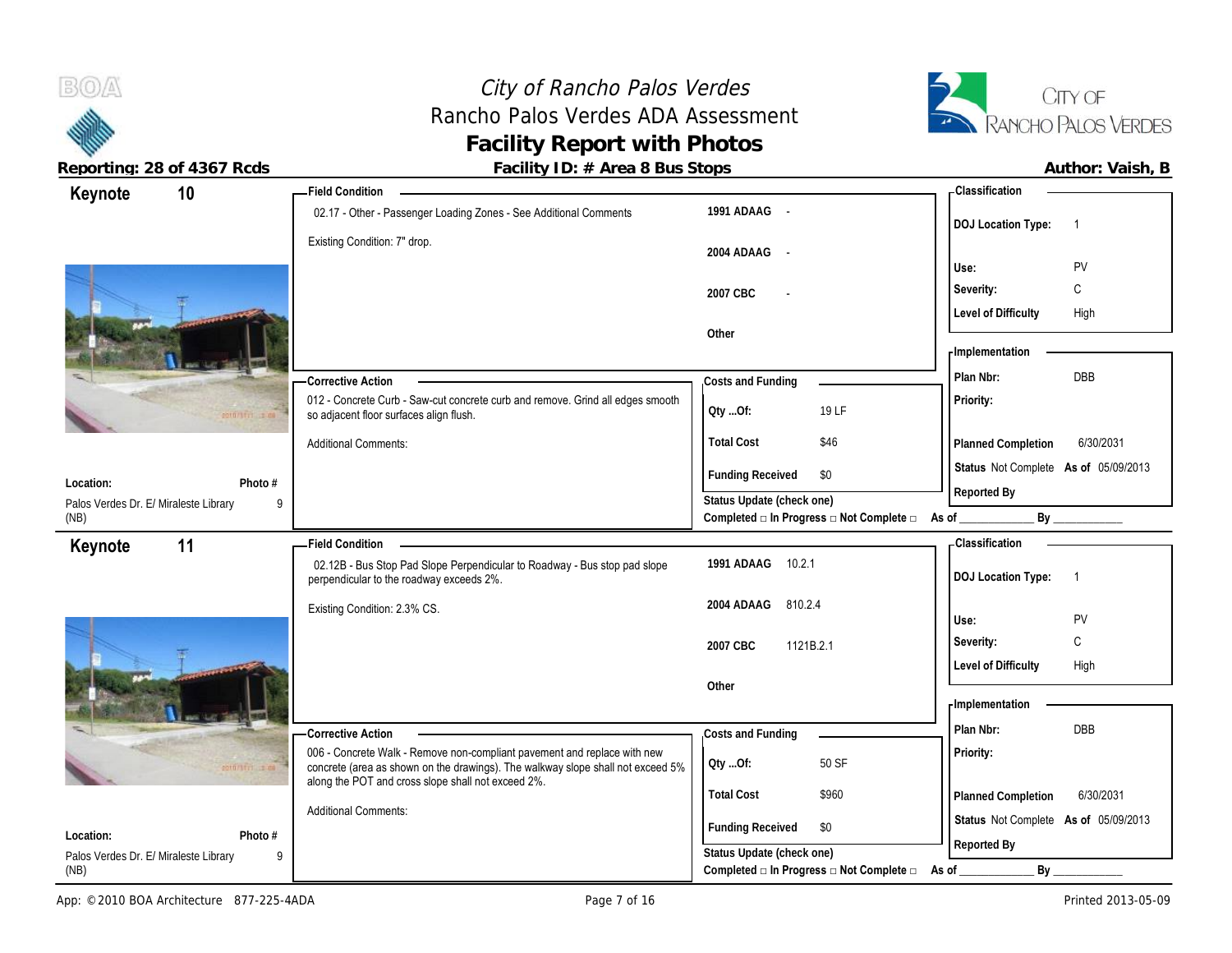# City of Rancho Palos Verdes
## Rancho Palos Verdes ADA Assessment
## Facility Report with Photos

**Reporting: 28 of 4367 Rcds** | **Facility ID: # Area 8 Bus Stops** | **Author: Vaish, B**

---

### Keynote 10

**Location:** Palos Verdes Dr. E/ Miraleste Library (NB)
**Photo #:** 9

**Field Condition**

02.17 - Other - Passenger Loading Zones - See Additional Comments

Existing Condition: 7" drop.

| | |
|---|---|
| 1991 ADAAG | - |
| 2004 ADAAG | - |
| 2007 CBC | - |
| Other | |

**Classification**

| | |
|---|---|
| DOJ Location Type: | 1 |
| Use: | PV |
| Severity: | C |
| Level of Difficulty | High |

**Corrective Action**

012 - Concrete Curb - Saw-cut concrete curb and remove. Grind all edges smooth so adjacent floor surfaces align flush.

Additional Comments:

**Costs and Funding**

| | |
|---|---|
| Qty ...Of: | 19 LF |
| Total Cost | $46 |
| Funding Received | $0 |

Status Update (check one)
Completed □ In Progress □ Not Complete □ As of ____________ By ____________

**Implementation**

| | |
|---|---|
| Plan Nbr: | DBB |
| Priority: | |
| Planned Completion | 6/30/2031 |
| Status | Not Complete As of 05/09/2013 |
| Reported By | |

---

### Keynote 11

**Location:** Palos Verdes Dr. E/ Miraleste Library (NB)
**Photo #:** 9

**Field Condition**

02.12B - Bus Stop Pad Slope Perpendicular to Roadway - Bus stop pad slope perpendicular to the roadway exceeds 2%.

Existing Condition: 2.3% CS.

| | |
|---|---|
| 1991 ADAAG | 10.2.1 |
| 2004 ADAAG | 810.2.4 |
| 2007 CBC | 1121B.2.1 |
| Other | |

**Classification**

| | |
|---|---|
| DOJ Location Type: | 1 |
| Use: | PV |
| Severity: | C |
| Level of Difficulty | High |

**Corrective Action**

006 - Concrete Walk - Remove non-compliant pavement and replace with new concrete (area as shown on the drawings). The walkway slope shall not exceed 5% along the POT and cross slope shall not exceed 2%.

Additional Comments:

**Costs and Funding**

| | |
|---|---|
| Qty ...Of: | 50 SF |
| Total Cost | $960 |
| Funding Received | $0 |

Status Update (check one)
Completed □ In Progress □ Not Complete □ As of ____________ By ____________

**Implementation**

| | |
|---|---|
| Plan Nbr: | DBB |
| Priority: | |
| Planned Completion | 6/30/2031 |
| Status | Not Complete As of 05/09/2013 |
| Reported By | |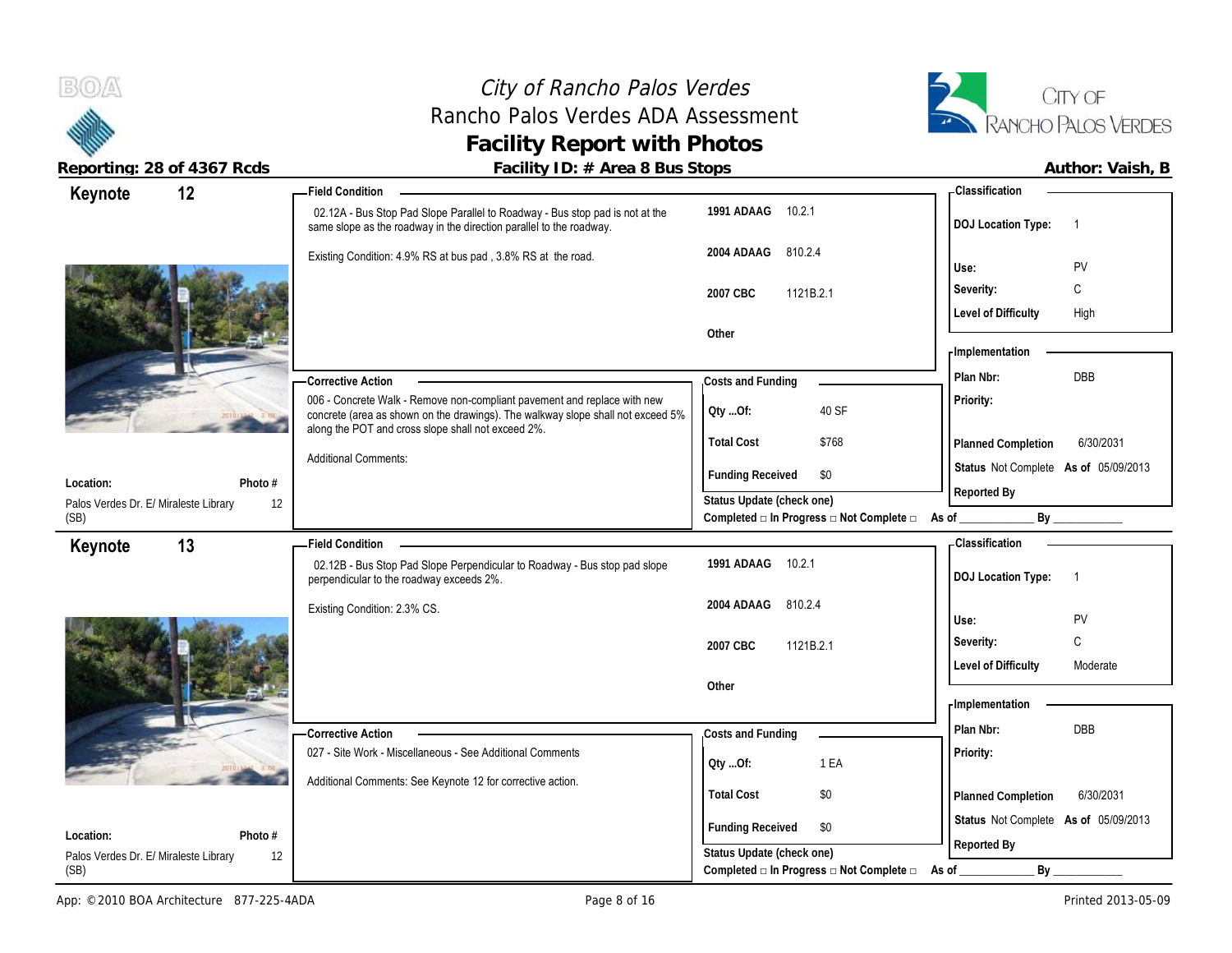# City of Rancho Palos Verdes
## Rancho Palos Verdes ADA Assessment
## Facility Report with Photos

**Reporting: 28 of 4367 Rcds** | **Facility ID: # Area 8 Bus Stops** | **Author: Vaish, B**

---

### Keynote 12

**Location:** Palos Verdes Dr. E/ Miraleste Library (SB)
**Photo #:** 12

**Field Condition**

02.12A - Bus Stop Pad Slope Parallel to Roadway - Bus stop pad is not at the same slope as the roadway in the direction parallel to the roadway.

Existing Condition: 4.9% RS at bus pad , 3.8% RS at the road.

| Code | Section |
|---|---|
| 1991 ADAAG | 10.2.1 |
| 2004 ADAAG | 810.2.4 |
| 2007 CBC | 1121B.2.1 |
| Other | |

**Classification**

| | |
|---|---|
| DOJ Location Type: | 1 |
| Use: | PV |
| Severity: | C |
| Level of Difficulty | High |

**Corrective Action**

006 - Concrete Walk - Remove non-compliant pavement and replace with new concrete (area as shown on the drawings). The walkway slope shall not exceed 5% along the POT and cross slope shall not exceed 2%.

Additional Comments:

**Costs and Funding**

| | |
|---|---|
| Qty ...Of: | 40 SF |
| Total Cost | $768 |
| Funding Received | $0 |

**Implementation**

| | |
|---|---|
| Plan Nbr: | DBB |
| Priority: | |
| Planned Completion | 6/30/2031 |
| Status | Not Complete As of 05/09/2013 |
| Reported By | |

Status Update (check one)
Completed □ In Progress □ Not Complete □ As of ____________ By ____________

---

### Keynote 13

**Location:** Palos Verdes Dr. E/ Miraleste Library (SB)
**Photo #:** 12

**Field Condition**

02.12B - Bus Stop Pad Slope Perpendicular to Roadway - Bus stop pad slope perpendicular to the roadway exceeds 2%.

Existing Condition: 2.3% CS.

| Code | Section |
|---|---|
| 1991 ADAAG | 10.2.1 |
| 2004 ADAAG | 810.2.4 |
| 2007 CBC | 1121B.2.1 |
| Other | |

**Classification**

| | |
|---|---|
| DOJ Location Type: | 1 |
| Use: | PV |
| Severity: | C |
| Level of Difficulty | Moderate |

**Corrective Action**

027 - Site Work - Miscellaneous - See Additional Comments

Additional Comments: See Keynote 12 for corrective action.

**Costs and Funding**

| | |
|---|---|
| Qty ...Of: | 1 EA |
| Total Cost | $0 |
| Funding Received | $0 |

**Implementation**

| | |
|---|---|
| Plan Nbr: | DBB |
| Priority: | |
| Planned Completion | 6/30/2031 |
| Status | Not Complete As of 05/09/2013 |
| Reported By | |

Status Update (check one)
Completed □ In Progress □ Not Complete □ As of ____________ By ____________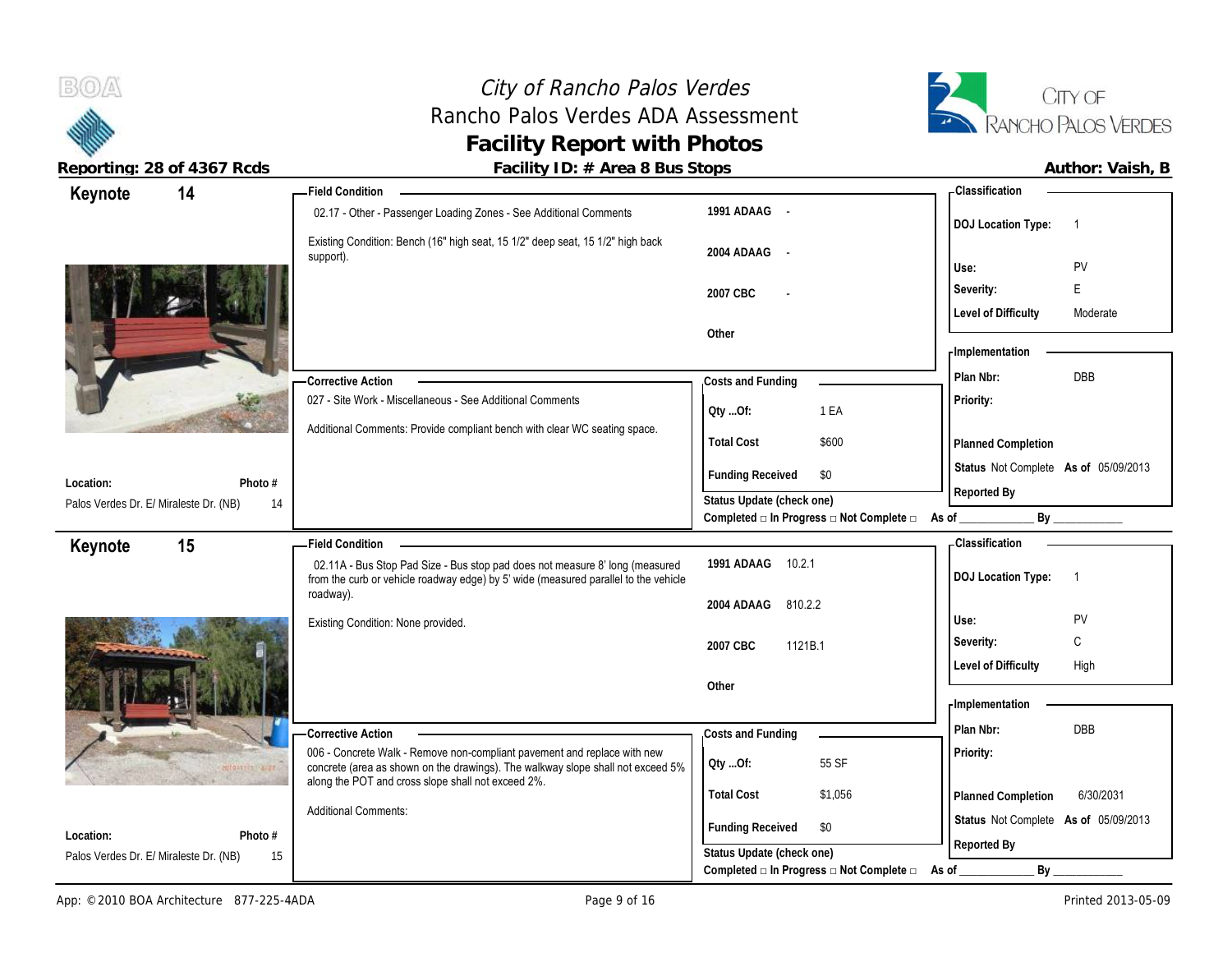# City of Rancho Palos Verdes
## Rancho Palos Verdes ADA Assessment
## Facility Report with Photos

**Reporting: 28 of 4367 Rcds** | **Facility ID: # Area 8 Bus Stops** | **Author: Vaish, B**

---

### Keynote 14

**Location:** Palos Verdes Dr. E/ Miraleste Dr. (NB)
**Photo #:** 14

**Field Condition**

02.17 - Other - Passenger Loading Zones - See Additional Comments

Existing Condition: Bench (16" high seat, 15 1/2" deep seat, 15 1/2" high back support).

| Code | Section |
|---|---|
| 1991 ADAAG | - |
| 2004 ADAAG | - |
| 2007 CBC | - |
| Other | |

**Corrective Action**

027 - Site Work - Miscellaneous - See Additional Comments

Additional Comments: Provide compliant bench with clear WC seating space.

**Costs and Funding**

| | |
|---|---|
| Qty ...Of: | 1 EA |
| Total Cost | $600 |
| Funding Received | $0 |

Status Update (check one)
Completed □ In Progress □ Not Complete □ As of ____________ By ____________

**Classification**

| | |
|---|---|
| DOJ Location Type: | 1 |
| Use: | PV |
| Severity: | E |
| Level of Difficulty | Moderate |

**Implementation**

| | |
|---|---|
| Plan Nbr: | DBB |
| Priority: | |
| Planned Completion | |
| Status | Not Complete As of 05/09/2013 |
| Reported By | |

---

### Keynote 15

**Location:** Palos Verdes Dr. E/ Miraleste Dr. (NB)
**Photo #:** 15

**Field Condition**

02.11A - Bus Stop Pad Size - Bus stop pad does not measure 8' long (measured from the curb or vehicle roadway edge) by 5' wide (measured parallel to the vehicle roadway).

Existing Condition: None provided.

| Code | Section |
|---|---|
| 1991 ADAAG | 10.2.1 |
| 2004 ADAAG | 810.2.2 |
| 2007 CBC | 1121B.1 |
| Other | |

**Corrective Action**

006 - Concrete Walk - Remove non-compliant pavement and replace with new concrete (area as shown on the drawings). The walkway slope shall not exceed 5% along the POT and cross slope shall not exceed 2%.

Additional Comments:

**Costs and Funding**

| | |
|---|---|
| Qty ...Of: | 55 SF |
| Total Cost | $1,056 |
| Funding Received | $0 |

Status Update (check one)
Completed □ In Progress □ Not Complete □ As of ____________ By ____________

**Classification**

| | |
|---|---|
| DOJ Location Type: | 1 |
| Use: | PV |
| Severity: | C |
| Level of Difficulty | High |

**Implementation**

| | |
|---|---|
| Plan Nbr: | DBB |
| Priority: | |
| Planned Completion | 6/30/2031 |
| Status | Not Complete As of 05/09/2013 |
| Reported By | |

---

App: © 2010 BOA Architecture 877-225-4ADA | Printed 2013-05-09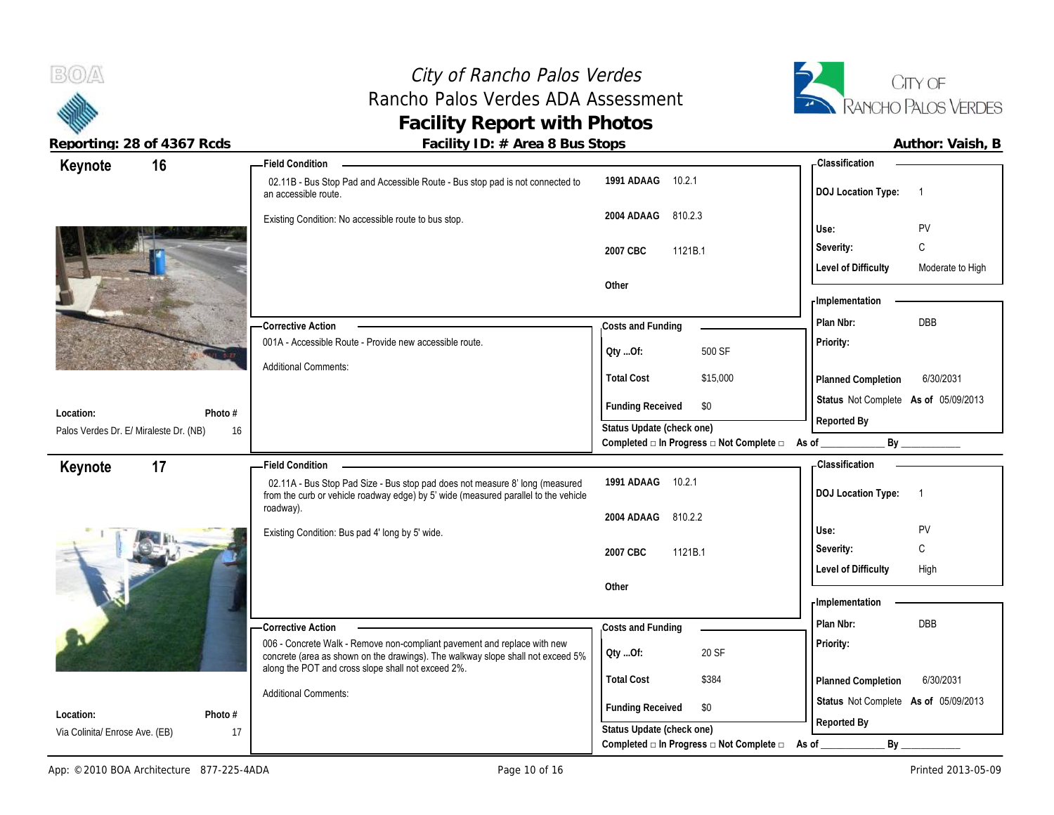# City of Rancho Palos Verdes
## Rancho Palos Verdes ADA Assessment
## Facility Report with Photos

**Reporting: 28 of 4367 Rcds** | **Facility ID: # Area 8 Bus Stops** | **Author: Vaish, B**

---

### Keynote 16

**Field Condition**

02.11B - Bus Stop Pad and Accessible Route - Bus stop pad is not connected to an accessible route.

Existing Condition: No accessible route to bus stop.

| Code | Section |
| --- | --- |
| 1991 ADAAG | 10.2.1 |
| 2004 ADAAG | 810.2.3 |
| 2007 CBC | 1121B.1 |
| Other | |

**Classification**

| | |
| --- | --- |
| DOJ Location Type: | 1 |
| Use: | PV |
| Severity: | C |
| Level of Difficulty | Moderate to High |

**Corrective Action**

001A - Accessible Route - Provide new accessible route.

Additional Comments:

**Costs and Funding**

| | |
| --- | --- |
| Qty ...Of: | 500 SF |
| Total Cost | $15,000 |
| Funding Received | $0 |

Status Update (check one)

Completed □ In Progress □ Not Complete □ As of ____________ By ____________

**Implementation**

| | |
| --- | --- |
| Plan Nbr: | DBB |
| Priority: | |
| Planned Completion | 6/30/2031 |
| Status | Not Complete As of 05/09/2013 |
| Reported By | |

**Location:** Palos Verdes Dr. E/ Miraleste Dr. (NB)

**Photo #** 16

---

### Keynote 17

**Field Condition**

02.11A - Bus Stop Pad Size - Bus stop pad does not measure 8' long (measured from the curb or vehicle roadway edge) by 5' wide (measured parallel to the vehicle roadway).

Existing Condition: Bus pad 4' long by 5' wide.

| Code | Section |
| --- | --- |
| 1991 ADAAG | 10.2.1 |
| 2004 ADAAG | 810.2.2 |
| 2007 CBC | 1121B.1 |
| Other | |

**Classification**

| | |
| --- | --- |
| DOJ Location Type: | 1 |
| Use: | PV |
| Severity: | C |
| Level of Difficulty | High |

**Corrective Action**

006 - Concrete Walk - Remove non-compliant pavement and replace with new concrete (area as shown on the drawings). The walkway slope shall not exceed 5% along the POT and cross slope shall not exceed 2%.

Additional Comments:

**Costs and Funding**

| | |
| --- | --- |
| Qty ...Of: | 20 SF |
| Total Cost | $384 |
| Funding Received | $0 |

Status Update (check one)

Completed □ In Progress □ Not Complete □ As of ____________ By ____________

**Implementation**

| | |
| --- | --- |
| Plan Nbr: | DBB |
| Priority: | |
| Planned Completion | 6/30/2031 |
| Status | Not Complete As of 05/09/2013 |
| Reported By | |

**Location:** Via Colinita/ Enrose Ave. (EB)

**Photo #** 17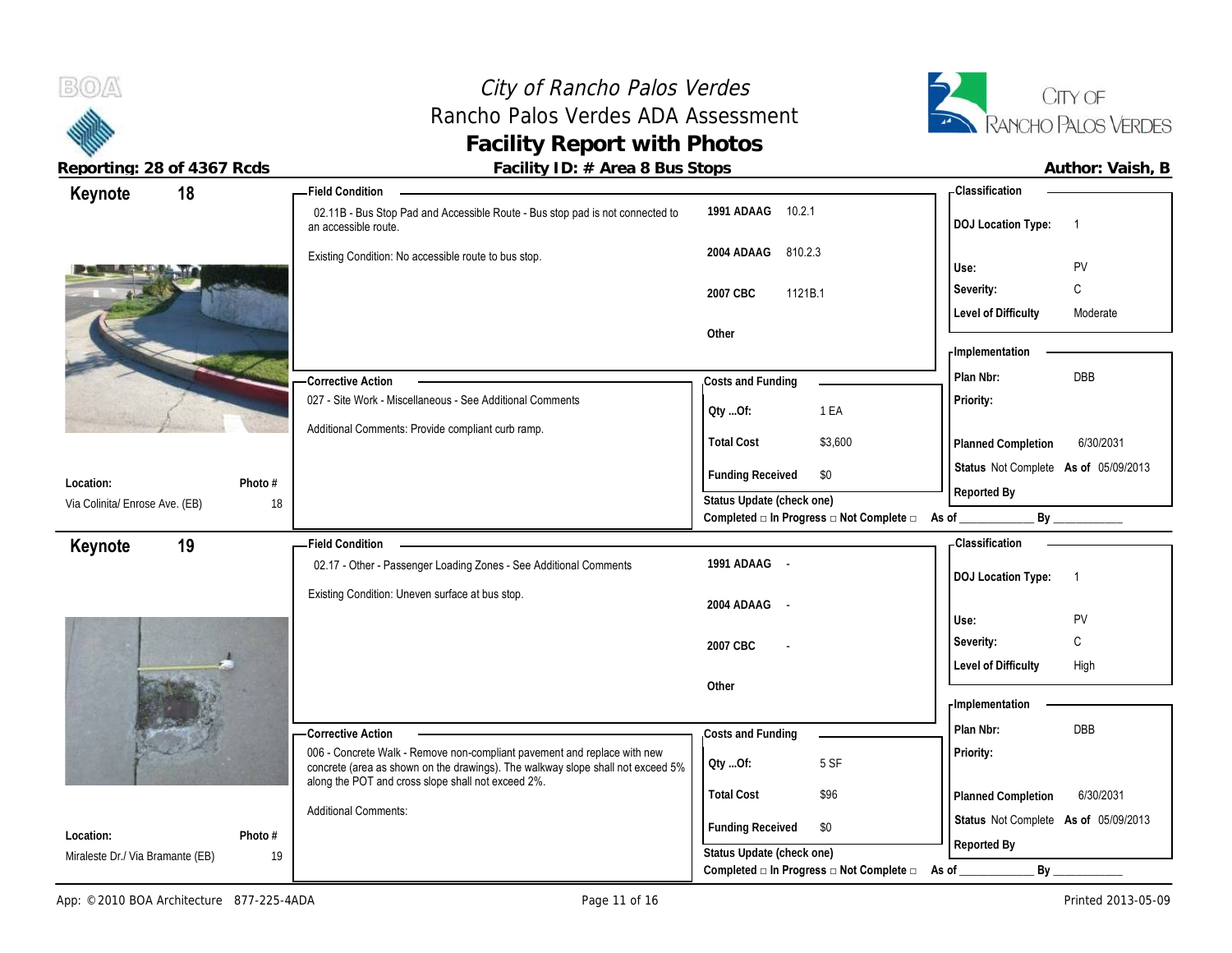# City of Rancho Palos Verdes
## Rancho Palos Verdes ADA Assessment
## Facility Report with Photos

**Reporting: 28 of 4367 Rcds** | **Facility ID: # Area 8 Bus Stops** | **Author: Vaish, B**

---

### Keynote 18

**Location:** Via Colinita/ Enrose Ave. (EB)
**Photo #:** 18

**Field Condition**

02.11B - Bus Stop Pad and Accessible Route - Bus stop pad is not connected to an accessible route.

Existing Condition: No accessible route to bus stop.

| Code | Section |
|---|---|
| 1991 ADAAG | 10.2.1 |
| 2004 ADAAG | 810.2.3 |
| 2007 CBC | 1121B.1 |
| Other | |

**Classification**

| | |
|---|---|
| DOJ Location Type: | 1 |
| Use: | PV |
| Severity: | C |
| Level of Difficulty | Moderate |

**Corrective Action**

027 - Site Work - Miscellaneous - See Additional Comments

Additional Comments: Provide compliant curb ramp.

**Costs and Funding**

| | |
|---|---|
| Qty ...Of: | 1 EA |
| Total Cost | $3,600 |
| Funding Received | $0 |

**Implementation**

| | |
|---|---|
| Plan Nbr: | DBB |
| Priority: | |
| Planned Completion | 6/30/2031 |
| Status | Not Complete As of 05/09/2013 |
| Reported By | |

Status Update (check one)
Completed □ In Progress □ Not Complete □ As of ____________ By ____________

---

### Keynote 19

**Location:** Miraleste Dr./ Via Bramante (EB)
**Photo #:** 19

**Field Condition**

02.17 - Other - Passenger Loading Zones - See Additional Comments

Existing Condition: Uneven surface at bus stop.

| Code | Section |
|---|---|
| 1991 ADAAG | - |
| 2004 ADAAG | - |
| 2007 CBC | - |
| Other | |

**Classification**

| | |
|---|---|
| DOJ Location Type: | 1 |
| Use: | PV |
| Severity: | C |
| Level of Difficulty | High |

**Corrective Action**

006 - Concrete Walk - Remove non-compliant pavement and replace with new concrete (area as shown on the drawings). The walkway slope shall not exceed 5% along the POT and cross slope shall not exceed 2%.

Additional Comments:

**Costs and Funding**

| | |
|---|---|
| Qty ...Of: | 5 SF |
| Total Cost | $96 |
| Funding Received | $0 |

**Implementation**

| | |
|---|---|
| Plan Nbr: | DBB |
| Priority: | |
| Planned Completion | 6/30/2031 |
| Status | Not Complete As of 05/09/2013 |
| Reported By | |

Status Update (check one)
Completed □ In Progress □ Not Complete □ As of ____________ By ____________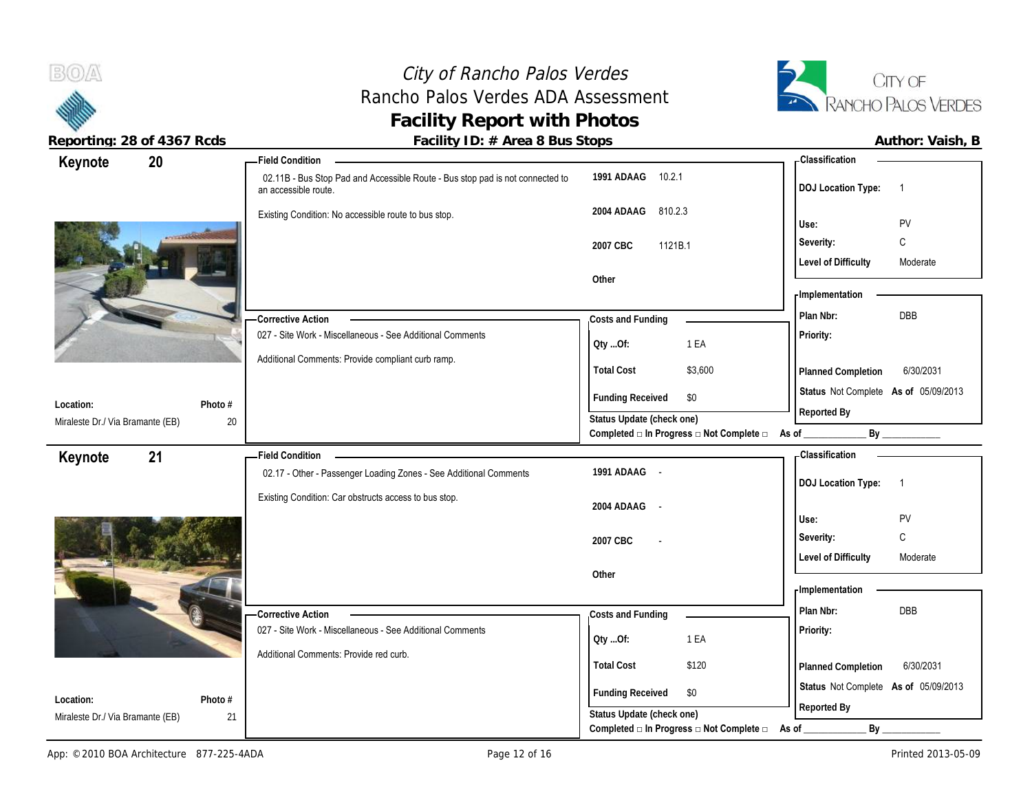# City of Rancho Palos Verdes
## Rancho Palos Verdes ADA Assessment
## Facility Report with Photos

**Reporting: 28 of 4367 Rcds** | **Facility ID: # Area 8 Bus Stops** | **Author: Vaish, B**

---

### Keynote 20

**Field Condition**

02.11B - Bus Stop Pad and Accessible Route - Bus stop pad is not connected to an accessible route.

Existing Condition: No accessible route to bus stop.

| | |
|---|---|
| **1991 ADAAG** | 10.2.1 |
| **2004 ADAAG** | 810.2.3 |
| **2007 CBC** | 1121B.1 |
| **Other** | |

**Classification**

| | |
|---|---|
| **DOJ Location Type:** | 1 |
| **Use:** | PV |
| **Severity:** | C |
| **Level of Difficulty** | Moderate |

**Corrective Action**

027 - Site Work - Miscellaneous - See Additional Comments

Additional Comments: Provide compliant curb ramp.

**Costs and Funding**

| | |
|---|---|
| **Qty ...Of:** | 1 EA |
| **Total Cost** | $3,600 |
| **Funding Received** | $0 |

**Status Update (check one)**
Completed □ In Progress □ Not Complete □ As of ____________ By ____________

**Implementation**

| | |
|---|---|
| **Plan Nbr:** | DBB |
| **Priority:** | |
| **Planned Completion** | 6/30/2031 |
| **Status** | Not Complete **As of** 05/09/2013 |
| **Reported By** | |

**Location:** Miraleste Dr./ Via Bramante (EB)
**Photo #** 20

---

### Keynote 21

**Field Condition**

02.17 - Other - Passenger Loading Zones - See Additional Comments

Existing Condition: Car obstructs access to bus stop.

| | |
|---|---|
| **1991 ADAAG** | - |
| **2004 ADAAG** | - |
| **2007 CBC** | - |
| **Other** | |

**Classification**

| | |
|---|---|
| **DOJ Location Type:** | 1 |
| **Use:** | PV |
| **Severity:** | C |
| **Level of Difficulty** | Moderate |

**Corrective Action**

027 - Site Work - Miscellaneous - See Additional Comments

Additional Comments: Provide red curb.

**Costs and Funding**

| | |
|---|---|
| **Qty ...Of:** | 1 EA |
| **Total Cost** | $120 |
| **Funding Received** | $0 |

**Status Update (check one)**
Completed □ In Progress □ Not Complete □ As of ____________ By ____________

**Implementation**

| | |
|---|---|
| **Plan Nbr:** | DBB |
| **Priority:** | |
| **Planned Completion** | 6/30/2031 |
| **Status** | Not Complete **As of** 05/09/2013 |
| **Reported By** | |

**Location:** Miraleste Dr./ Via Bramante (EB)
**Photo #** 21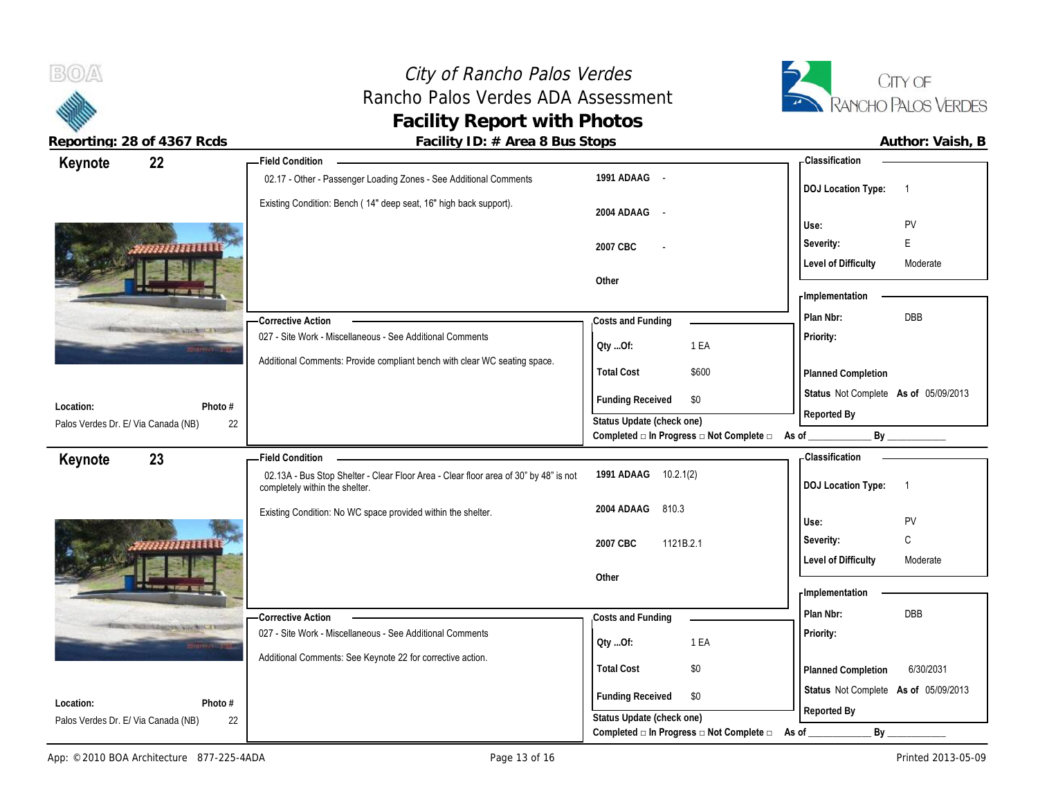# City of Rancho Palos Verdes
## Rancho Palos Verdes ADA Assessment
## Facility Report with Photos

**Reporting: 28 of 4367 Rcds** — **Facility ID: # Area 8 Bus Stops** — **Author: Vaish, B**

---

### Keynote 22

**Location:** Palos Verdes Dr. E/ Via Canada (NB)
**Photo #:** 22

**Field Condition**

02.17 - Other - Passenger Loading Zones - See Additional Comments

Existing Condition: Bench ( 14" deep seat, 16" high back support).

| | |
|---|---|
| 1991 ADAAG | - |
| 2004 ADAAG | - |
| 2007 CBC | - |
| Other | |

**Corrective Action**

027 - Site Work - Miscellaneous - See Additional Comments

Additional Comments: Provide compliant bench with clear WC seating space.

**Costs and Funding**

| | |
|---|---|
| Qty ...Of: | 1 EA |
| Total Cost | $600 |
| Funding Received | $0 |

Status Update (check one)
Completed □ In Progress □ Not Complete □ As of ____________ By ____________

**Classification**

| | |
|---|---|
| DOJ Location Type: | 1 |
| Use: | PV |
| Severity: | E |
| Level of Difficulty | Moderate |

**Implementation**

| | |
|---|---|
| Plan Nbr: | DBB |
| Priority: | |
| Planned Completion | |
| Status | Not Complete As of 05/09/2013 |
| Reported By | |

---

### Keynote 23

**Location:** Palos Verdes Dr. E/ Via Canada (NB)
**Photo #:** 22

**Field Condition**

02.13A - Bus Stop Shelter - Clear Floor Area - Clear floor area of 30" by 48" is not completely within the shelter.

Existing Condition: No WC space provided within the shelter.

| | |
|---|---|
| 1991 ADAAG | 10.2.1(2) |
| 2004 ADAAG | 810.3 |
| 2007 CBC | 1121B.2.1 |
| Other | |

**Corrective Action**

027 - Site Work - Miscellaneous - See Additional Comments

Additional Comments: See Keynote 22 for corrective action.

**Costs and Funding**

| | |
|---|---|
| Qty ...Of: | 1 EA |
| Total Cost | $0 |
| Funding Received | $0 |

Status Update (check one)
Completed □ In Progress □ Not Complete □ As of ____________ By ____________

**Classification**

| | |
|---|---|
| DOJ Location Type: | 1 |
| Use: | PV |
| Severity: | C |
| Level of Difficulty | Moderate |

**Implementation**

| | |
|---|---|
| Plan Nbr: | DBB |
| Priority: | |
| Planned Completion | 6/30/2031 |
| Status | Not Complete As of 05/09/2013 |
| Reported By | |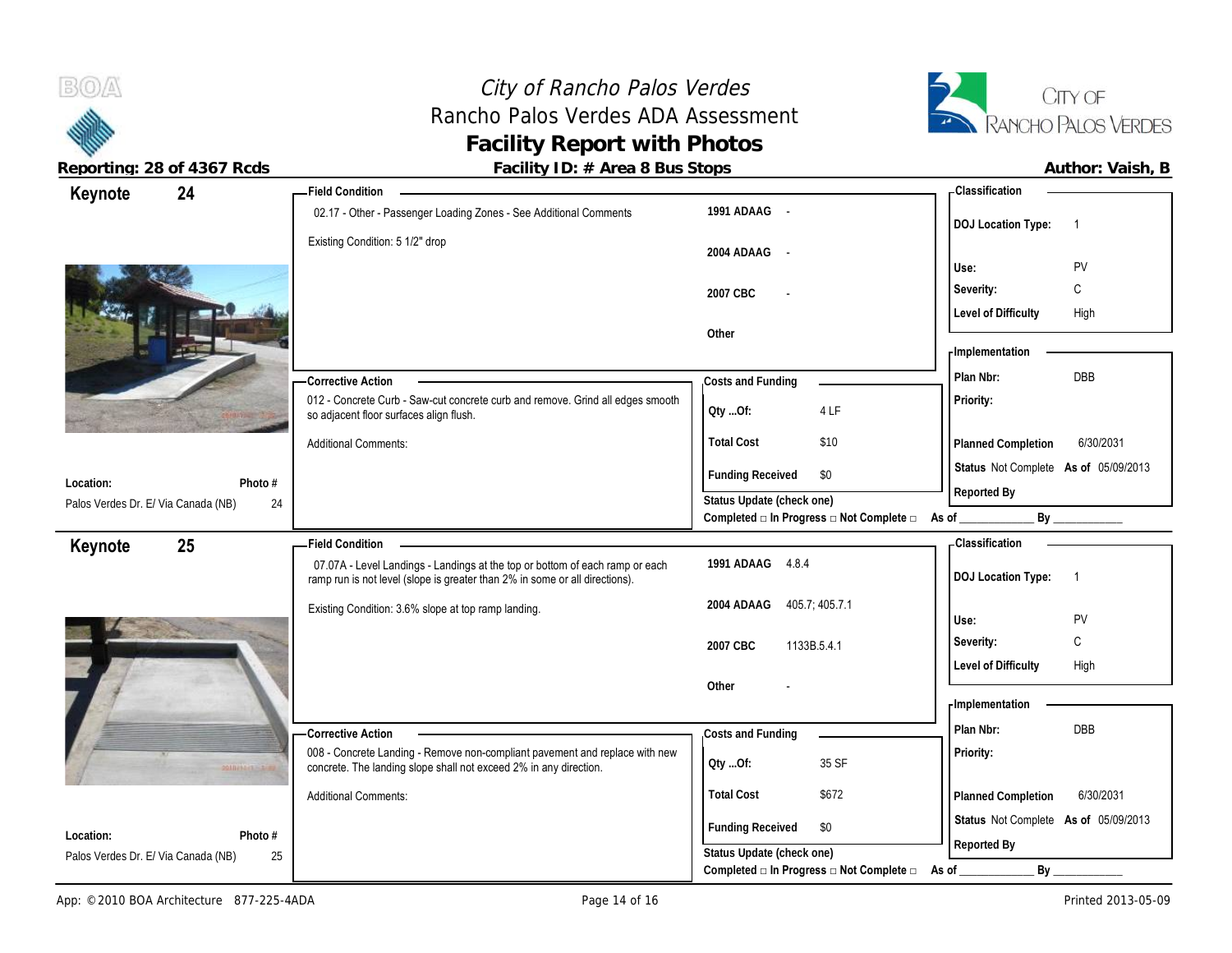# City of Rancho Palos Verdes
## Rancho Palos Verdes ADA Assessment
## Facility Report with Photos

**Reporting: 28 of 4367 Rcds** | **Facility ID: # Area 8 Bus Stops** | **Author: Vaish, B**

---

## Keynote 24

**Location:** Palos Verdes Dr. E/ Via Canada (NB)
**Photo #:** 24

**Field Condition**

02.17 - Other - Passenger Loading Zones - See Additional Comments

Existing Condition: 5 1/2" drop

| | |
|---|---|
| 1991 ADAAG | - |
| 2004 ADAAG | - |
| 2007 CBC | - |
| Other | |

**Corrective Action**

012 - Concrete Curb - Saw-cut concrete curb and remove. Grind all edges smooth so adjacent floor surfaces align flush.

Additional Comments:

**Costs and Funding**

| | |
|---|---|
| Qty ...Of: | 4 LF |
| Total Cost | $10 |
| Funding Received | $0 |

Status Update (check one)
Completed □ In Progress □ Not Complete □ As of ____________ By ____________

**Classification**

| | |
|---|---|
| DOJ Location Type: | 1 |
| Use: | PV |
| Severity: | C |
| Level of Difficulty | High |

**Implementation**

| | |
|---|---|
| Plan Nbr: | DBB |
| Priority: | |
| Planned Completion | 6/30/2031 |
| Status | Not Complete As of 05/09/2013 |
| Reported By | |

---

## Keynote 25

**Location:** Palos Verdes Dr. E/ Via Canada (NB)
**Photo #:** 25

**Field Condition**

07.07A - Level Landings - Landings at the top or bottom of each ramp or each ramp run is not level (slope is greater than 2% in some or all directions).

Existing Condition: 3.6% slope at top ramp landing.

| | |
|---|---|
| 1991 ADAAG | 4.8.4 |
| 2004 ADAAG | 405.7; 405.7.1 |
| 2007 CBC | 1133B.5.4.1 |
| Other | - |

**Corrective Action**

008 - Concrete Landing - Remove non-compliant pavement and replace with new concrete. The landing slope shall not exceed 2% in any direction.

Additional Comments:

**Costs and Funding**

| | |
|---|---|
| Qty ...Of: | 35 SF |
| Total Cost | $672 |
| Funding Received | $0 |

Status Update (check one)
Completed □ In Progress □ Not Complete □ As of ____________ By ____________

**Classification**

| | |
|---|---|
| DOJ Location Type: | 1 |
| Use: | PV |
| Severity: | C |
| Level of Difficulty | High |

**Implementation**

| | |
|---|---|
| Plan Nbr: | DBB |
| Priority: | |
| Planned Completion | 6/30/2031 |
| Status | Not Complete As of 05/09/2013 |
| Reported By | |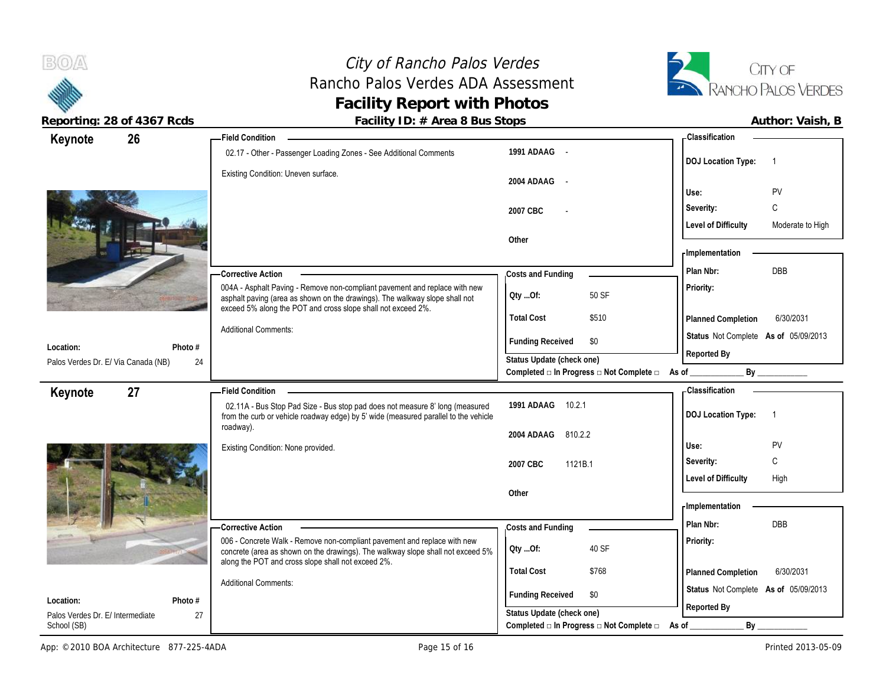# City of Rancho Palos Verdes
## Rancho Palos Verdes ADA Assessment
## Facility Report with Photos

**Reporting: 28 of 4367 Rcds** | **Facility ID: # Area 8 Bus Stops** | **Author: Vaish, B**

---

## Keynote 26

**Field Condition**

02.17 - Other - Passenger Loading Zones - See Additional Comments

Existing Condition: Uneven surface.

| | |
|---|---|
| 1991 ADAAG | - |
| 2004 ADAAG | - |
| 2007 CBC | - |
| Other | |

**Corrective Action**

004A - Asphalt Paving - Remove non-compliant pavement and replace with new asphalt paving (area as shown on the drawings). The walkway slope shall not exceed 5% along the POT and cross slope shall not exceed 2%.

Additional Comments:

**Costs and Funding**

| | |
|---|---|
| Qty ...Of: | 50 SF |
| Total Cost | $510 |
| Funding Received | $0 |

Status Update (check one)
Completed □ In Progress □ Not Complete □ As of ____________ By ____________

**Classification**

| | |
|---|---|
| DOJ Location Type: | 1 |
| Use: | PV |
| Severity: | C |
| Level of Difficulty | Moderate to High |

**Implementation**

| | |
|---|---|
| Plan Nbr: | DBB |
| Priority: | |
| Planned Completion | 6/30/2031 |
| Status | Not Complete As of 05/09/2013 |
| Reported By | |

**Location:** Palos Verdes Dr. E/ Via Canada (NB) — **Photo #** 24

---

## Keynote 27

**Field Condition**

02.11A - Bus Stop Pad Size - Bus stop pad does not measure 8' long (measured from the curb or vehicle roadway edge) by 5' wide (measured parallel to the vehicle roadway).

Existing Condition: None provided.

| | |
|---|---|
| 1991 ADAAG | 10.2.1 |
| 2004 ADAAG | 810.2.2 |
| 2007 CBC | 1121B.1 |
| Other | |

**Corrective Action**

006 - Concrete Walk - Remove non-compliant pavement and replace with new concrete (area as shown on the drawings). The walkway slope shall not exceed 5% along the POT and cross slope shall not exceed 2%.

Additional Comments:

**Costs and Funding**

| | |
|---|---|
| Qty ...Of: | 40 SF |
| Total Cost | $768 |
| Funding Received | $0 |

Status Update (check one)
Completed □ In Progress □ Not Complete □ As of ____________ By ____________

**Classification**

| | |
|---|---|
| DOJ Location Type: | 1 |
| Use: | PV |
| Severity: | C |
| Level of Difficulty | High |

**Implementation**

| | |
|---|---|
| Plan Nbr: | DBB |
| Priority: | |
| Planned Completion | 6/30/2031 |
| Status | Not Complete As of 05/09/2013 |
| Reported By | |

**Location:** Palos Verdes Dr. E/ Intermediate School (SB) — **Photo #** 27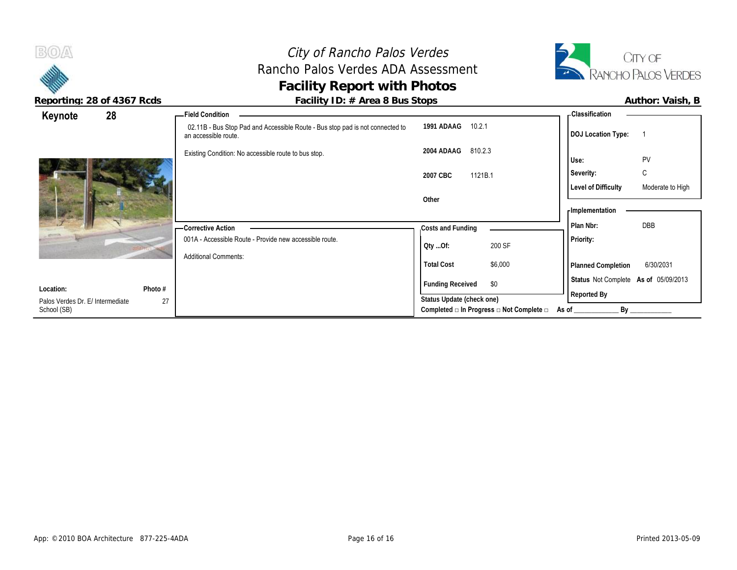# City of Rancho Palos Verdes
## Rancho Palos Verdes ADA Assessment
## Facility Report with Photos

**Reporting: 28 of 4367 Rcds** | **Facility ID: # Area 8 Bus Stops** | **Author: Vaish, B**

**Keynote 28**

**Location:** Palos Verdes Dr. E/ Intermediate School (SB)

**Photo #** 27

**Field Condition**

02.11B - Bus Stop Pad and Accessible Route - Bus stop pad is not connected to an accessible route.

Existing Condition: No accessible route to bus stop.

| | |
|---|---|
| **1991 ADAAG** | 10.2.1 |
| **2004 ADAAG** | 810.2.3 |
| **2007 CBC** | 1121B.1 |
| **Other** | |

**Classification**

| | |
|---|---|
| **DOJ Location Type:** | 1 |
| **Use:** | PV |
| **Severity:** | C |
| **Level of Difficulty** | Moderate to High |

**Corrective Action**

001A - Accessible Route - Provide new accessible route.

Additional Comments:

**Costs and Funding**

| | |
|---|---|
| **Qty ...Of:** | 200 SF |
| **Total Cost** | $6,000 |
| **Funding Received** | $0 |

**Implementation**

| | |
|---|---|
| **Plan Nbr:** | DBB |
| **Priority:** | |
| **Planned Completion** | 6/30/2031 |
| **Status** | Not Complete **As of** 05/09/2013 |
| **Reported By** | |

**Status Update (check one)**

**Completed □ In Progress □ Not Complete □ As of** ____________ **By** ____________

App: © 2010 BOA Architecture 877-225-4ADA

Printed 2013-05-09